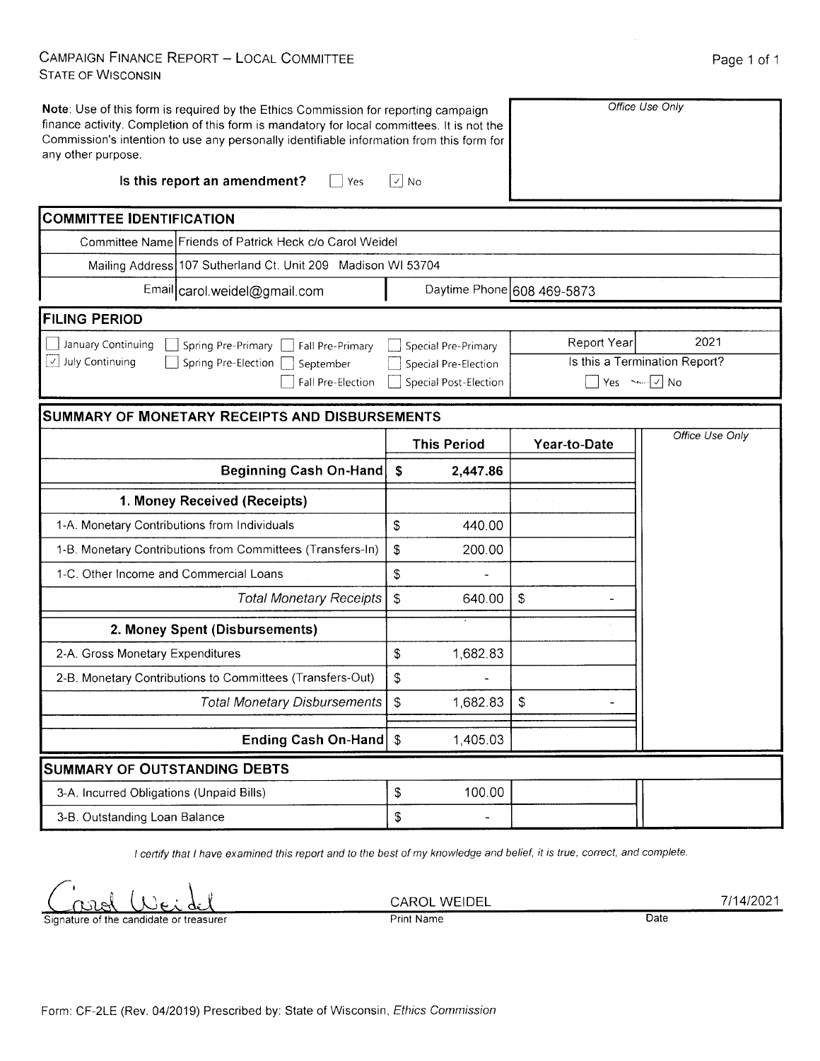CAMPAIGN FINANCE REPORT – LOCAL COMMITTEE
STATE OF WISCONSIN

**Note**: Use of this form is required by the Ethics Commission for reporting campaign finance activity. Completion of this form is mandatory for local committees. It is not the Commission's intention to use any personally identifiable information from this form for any other purpose.

*Office Use Only*

**Is this report an amendment?** ☐ Yes ☑ No

## COMMITTEE IDENTIFICATION

| | | | |
|---|---|---|---|
| Committee Name | Friends of Patrick Heck c/o Carol Weidel | | |
| Mailing Address | 107 Sutherland Ct. Unit 209 Madison WI 53704 | | |
| Email | carol.weidel@gmail.com | Daytime Phone | 608 469-5873 |

## FILING PERIOD

☐ January Continuing ☐ Spring Pre-Primary ☐ Fall Pre-Primary ☐ Special Pre-Primary
☑ July Continuing ☐ Spring Pre-Election ☐ September ☐ Special Pre-Election
☐ Fall Pre-Election ☐ Special Post-Election

Report Year: 2021

Is this a Termination Report? ☐ Yes ☑ No

## SUMMARY OF MONETARY RECEIPTS AND DISBURSEMENTS

| | This Period | Year-to-Date | Office Use Only |
|---|---|---|---|
| **Beginning Cash On-Hand** | **$ 2,447.86** | | |
| **1. Money Received (Receipts)** | | | |
| 1-A. Monetary Contributions from Individuals | $ 440.00 | | |
| 1-B. Monetary Contributions from Committees (Transfers-In) | $ 200.00 | | |
| 1-C. Other Income and Commercial Loans | $ - | | |
| *Total Monetary Receipts* | $ 640.00 | $ - | |
| **2. Money Spent (Disbursements)** | | | |
| 2-A. Gross Monetary Expenditures | $ 1,682.83 | | |
| 2-B. Monetary Contributions to Committees (Transfers-Out) | $ - | | |
| *Total Monetary Disbursements* | $ 1,682.83 | $ - | |
| **Ending Cash On-Hand** | $ 1,405.03 | | |

## SUMMARY OF OUTSTANDING DEBTS

| | | | |
|---|---|---|---|
| 3-A. Incurred Obligations (Unpaid Bills) | $ 100.00 | | |
| 3-B. Outstanding Loan Balance | $ - | | |

*I certify that I have examined this report and to the best of my knowledge and belief, it is true, correct, and complete.*

| Carol Weidel | CAROL WEIDEL | 7/14/2021 |
|---|---|---|
| Signature of the candidate or treasurer | Print Name | Date |

Form: CF-2LE (Rev. 04/2019) Prescribed by: State of Wisconsin, *Ethics Commission*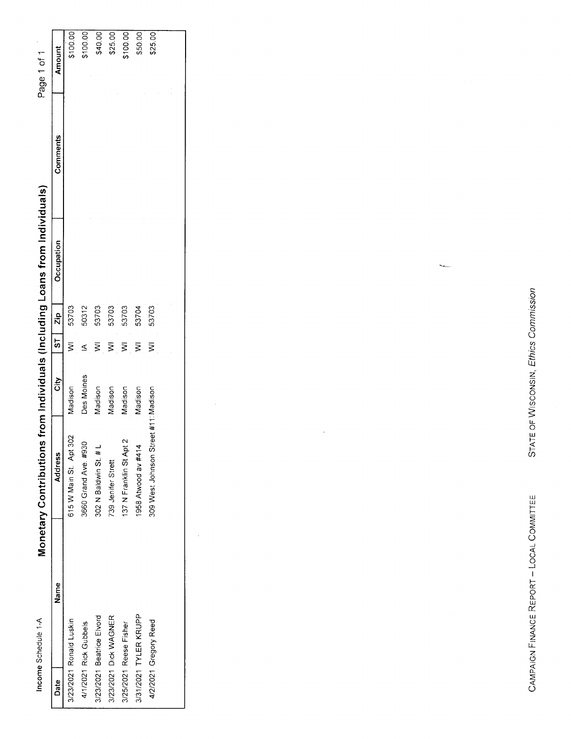Income Schedule 1-A

# Monetary Contributions from Individuals (Including Loans from Individuals)

| Date | Name | Address | City | ST | Zip | Occupation | Comments | Amount |
|---|---|---|---|---|---|---|---|---|
| 3/23/2021 | Ronald Luskin | 615 W Main St. Apt 302 | Madison | WI | 53703 | | | $100.00 |
| 4/1/2021 | Rick Gubbels | 3660 Grand Ave. #930 | Des Moines | IA | 50312 | | | $100.00 |
| 3/23/2021 | Beatrice Elvord | 302 N Baldwin St. # L | Madison | WI | 53703 | | | $40.00 |
| 3/23/2021 | Dick WAGNER | 739 Jenifer Strett | Madison | WI | 53703 | | | $25.00 |
| 3/25/2021 | Reese Fisher | 137 N Franklin St Apt 2 | Madison | WI | 53703 | | | $100.00 |
| 3/31/2021 | TYLER KRUPP | 1958 Atwood av #414 | Madison | WI | 53704 | | | $50.00 |
| 4/2/2021 | Gregory Reed | 309 West Johnson Street #11 | Madison | WI | 53703 | | | $25.00 |

CAMPAIGN FINANCE REPORT – LOCAL COMMITTEE    STATE OF WISCONSIN, *Ethics Commission*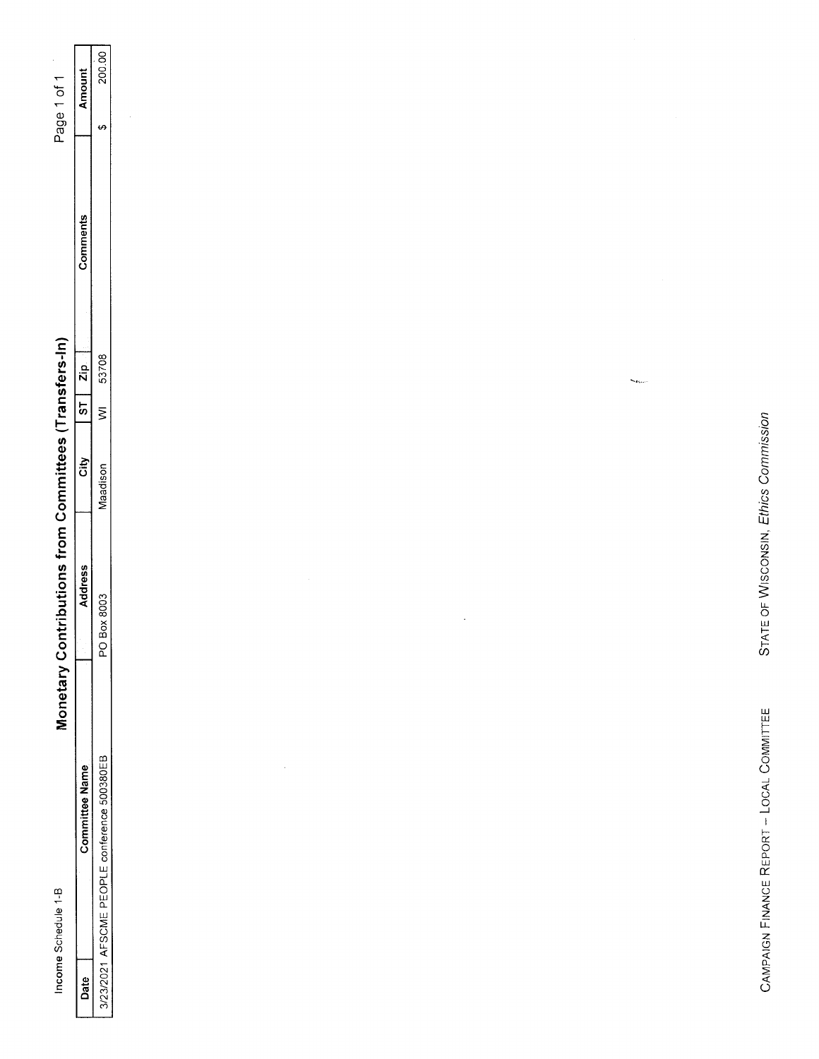Income Schedule 1-B

# Monetary Contributions from Committees (Transfers-In)

| Date | Committee Name | Address | City | ST | Zip | Comments | Amount |
|---|---|---|---|---|---|---|---|
| 3/23/2021 | AFSCME PEOPLE conference 500380EB | PO Box 8003 | Maadison | WI | 53708 | | $ 200.00 |

CAMPAIGN FINANCE REPORT – LOCAL COMMITTEE

STATE OF WISCONSIN, *Ethics Commission*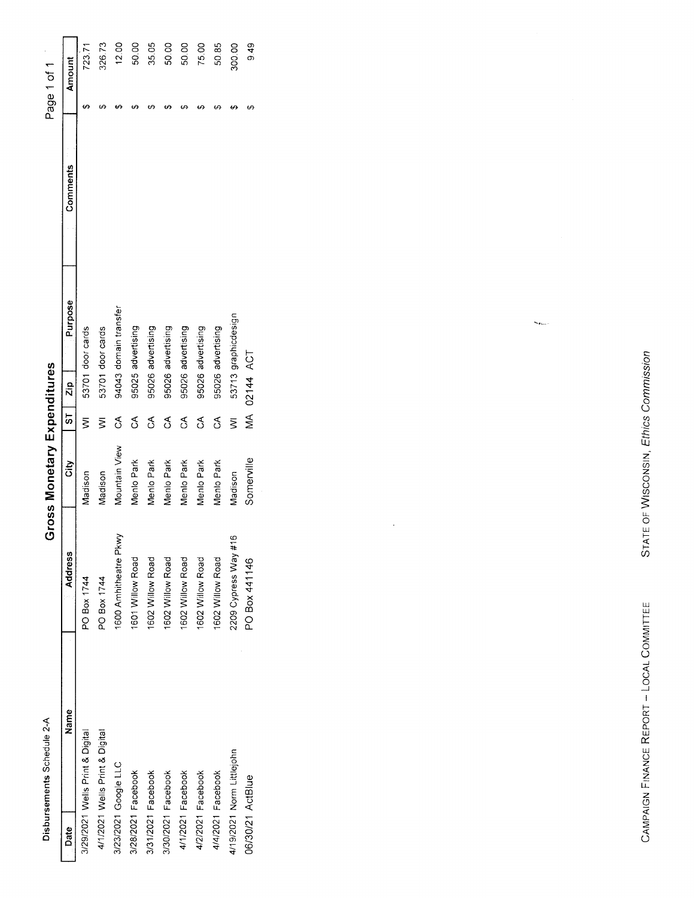Disbursements Schedule 2-A

# Gross Monetary Expenditures

| Date | Name | Address | City | ST | Zip | Purpose | Comments | Amount |
|---|---|---|---|---|---|---|---|---|
| 3/29/2021 | Wells Print & Digital | PO Box 1744 | Madison | WI | 53701 | door cards | | $ 723.71 |
| 4/1/2021 | Wells Print & Digital | PO Box 1744 | Madison | WI | 53701 | door cards | | $ 326.73 |
| 3/23/2021 | Google LLC | 1600 Amhitheatre Pkwy | Mountain View | CA | 94043 | domain transfer | | $ 12.00 |
| 3/28/2021 | Facebook | 1601 Willow Road | Menlo Park | CA | 95025 | advertising | | $ 50.00 |
| 3/31/2021 | Facebook | 1602 Willow Road | Menlo Park | CA | 95026 | advertising | | $ 35.05 |
| 3/30/2021 | Facebook | 1602 Willow Road | Menlo Park | CA | 95026 | advertising | | $ 50.00 |
| 4/1/2021 | Facebook | 1602 Willow Road | Menlo Park | CA | 95026 | advertising | | $ 50.00 |
| 4/2/2021 | Facebook | 1602 Willow Road | Menlo Park | CA | 95026 | advertising | | $ 75.00 |
| 4/4/2021 | Facebook | 1602 Willow Road | Menlo Park | CA | 95026 | advertising | | $ 50.85 |
| 4/19/2021 | Norm Littlejohn | 2209 Cypress Way #16 | Madison | WI | 53713 | graphicdesign | | $ 300.00 |
| 06/30/21 | ActBlue | PO Box 441146 | Somerville | MA | 02144 | ACT | | $ 9.49 |

CAMPAIGN FINANCE REPORT – LOCAL COMMITTEE    STATE OF WISCONSIN, *Ethics Commission*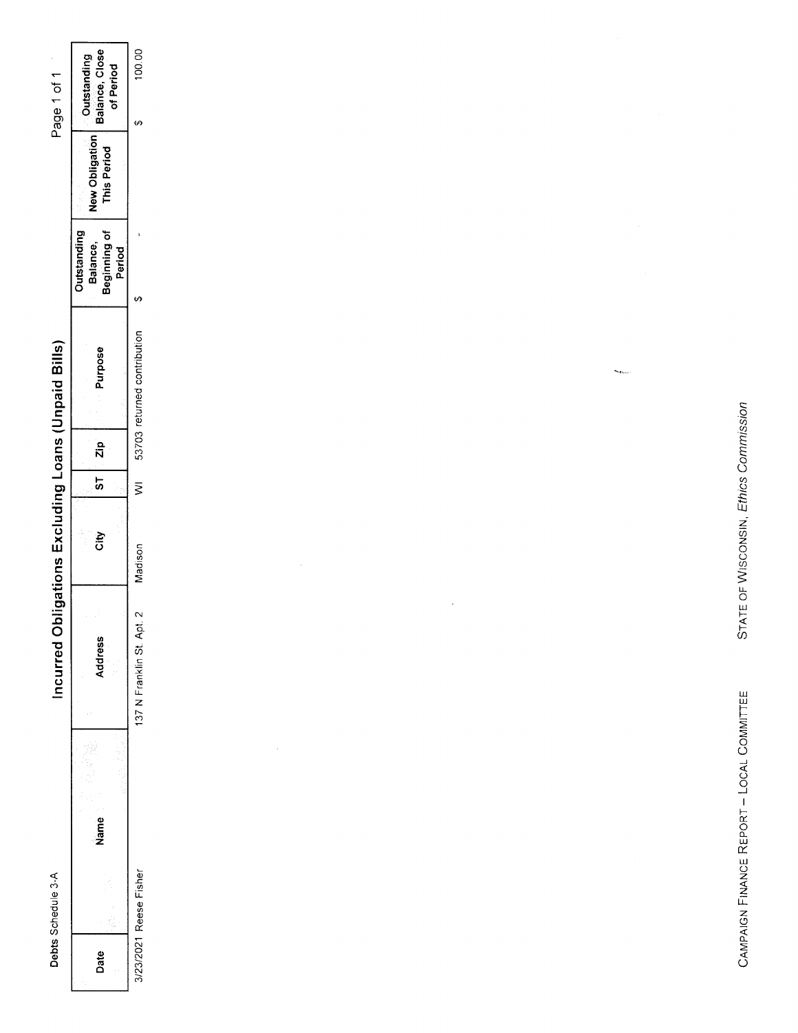Debts Schedule 3-A

# Incurred Obligations Excluding Loans (Unpaid Bills)

| Date | Name | Address | City | ST | Zip | Purpose | Outstanding Balance, Beginning of Period | New Obligation This Period | Outstanding Balance, Close of Period |
|---|---|---|---|---|---|---|---|---|---|
| 3/23/2021 | Reese Fisher | 137 N Franklin St. Apt. 2 | Madison | WI | 53703 | returned contribution | $ - | | $ 100.00 |

CAMPAIGN FINANCE REPORT – LOCAL COMMITTEE STATE OF WISCONSIN, *Ethics Commission*